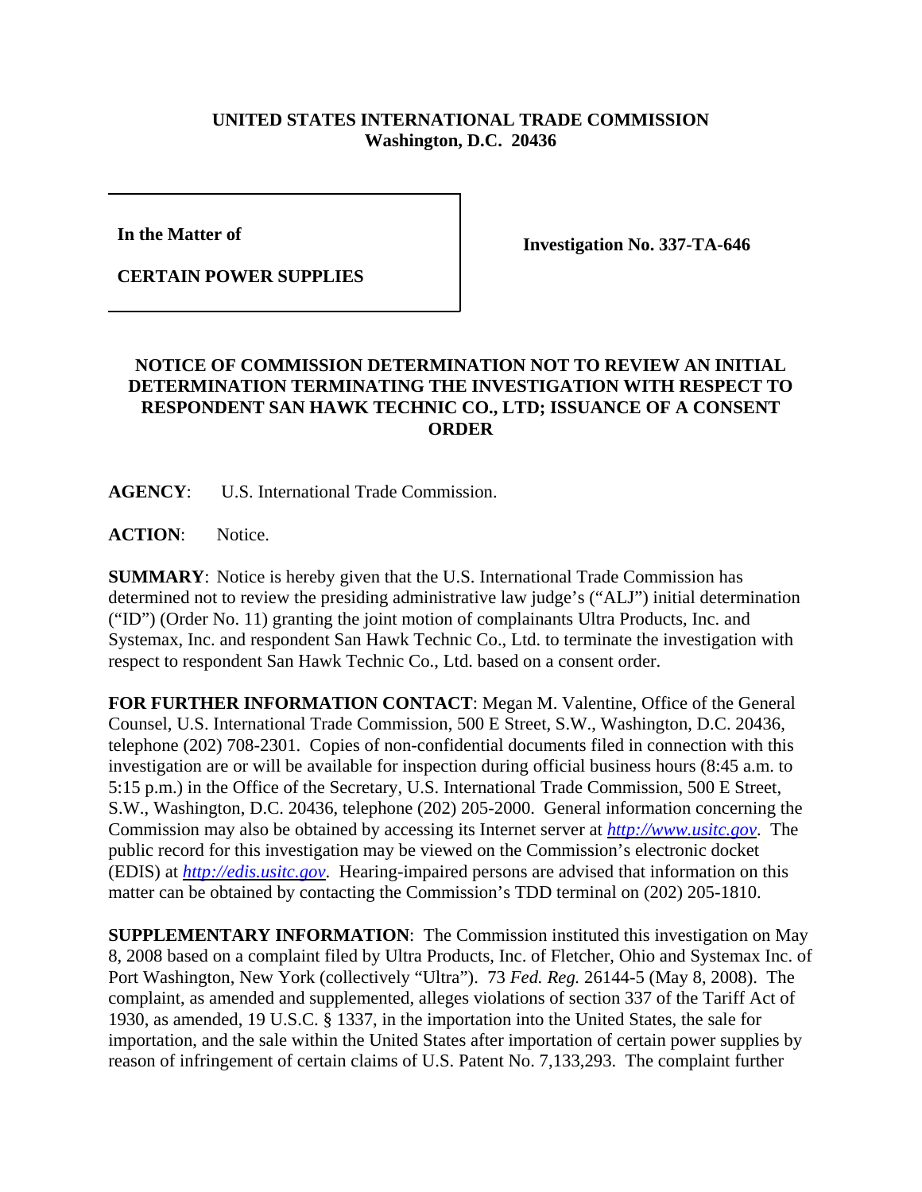**UNITED STATES INTERNATIONAL TRADE COMMISSION**
**Washington, D.C. 20436**

| **In the Matter of** **CERTAIN POWER SUPPLIES** | **Investigation No. 337-TA-646** |
| --- | --- |

## NOTICE OF COMMISSION DETERMINATION NOT TO REVIEW AN INITIAL DETERMINATION TERMINATING THE INVESTIGATION WITH RESPECT TO RESPONDENT SAN HAWK TECHNIC CO., LTD; ISSUANCE OF A CONSENT ORDER

**AGENCY**: U.S. International Trade Commission.

**ACTION**: Notice.

**SUMMARY**: Notice is hereby given that the U.S. International Trade Commission has determined not to review the presiding administrative law judge's ("ALJ") initial determination ("ID") (Order No. 11) granting the joint motion of complainants Ultra Products, Inc. and Systemax, Inc. and respondent San Hawk Technic Co., Ltd. to terminate the investigation with respect to respondent San Hawk Technic Co., Ltd. based on a consent order.

**FOR FURTHER INFORMATION CONTACT**: Megan M. Valentine, Office of the General Counsel, U.S. International Trade Commission, 500 E Street, S.W., Washington, D.C. 20436, telephone (202) 708-2301. Copies of non-confidential documents filed in connection with this investigation are or will be available for inspection during official business hours (8:45 a.m. to 5:15 p.m.) in the Office of the Secretary, U.S. International Trade Commission, 500 E Street, S.W., Washington, D.C. 20436, telephone (202) 205-2000. General information concerning the Commission may also be obtained by accessing its Internet server at *http://www.usitc.gov*. The public record for this investigation may be viewed on the Commission's electronic docket (EDIS) at *http://edis.usitc.gov*. Hearing-impaired persons are advised that information on this matter can be obtained by contacting the Commission's TDD terminal on (202) 205-1810.

**SUPPLEMENTARY INFORMATION**: The Commission instituted this investigation on May 8, 2008 based on a complaint filed by Ultra Products, Inc. of Fletcher, Ohio and Systemax Inc. of Port Washington, New York (collectively "Ultra"). 73 *Fed. Reg.* 26144-5 (May 8, 2008). The complaint, as amended and supplemented, alleges violations of section 337 of the Tariff Act of 1930, as amended, 19 U.S.C. § 1337, in the importation into the United States, the sale for importation, and the sale within the United States after importation of certain power supplies by reason of infringement of certain claims of U.S. Patent No. 7,133,293. The complaint further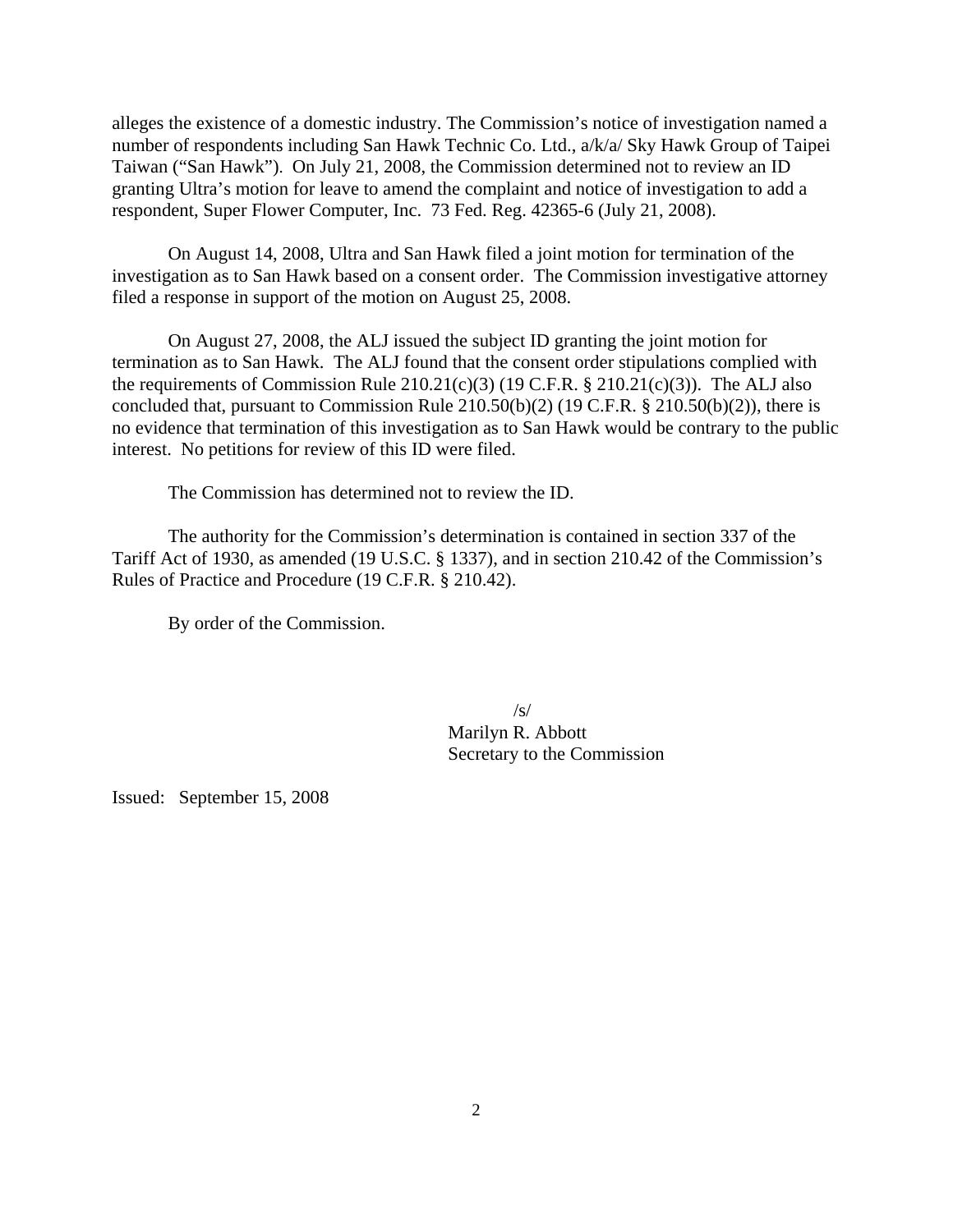alleges the existence of a domestic industry. The Commission's notice of investigation named a number of respondents including San Hawk Technic Co. Ltd., a/k/a/ Sky Hawk Group of Taipei Taiwan ("San Hawk"). On July 21, 2008, the Commission determined not to review an ID granting Ultra's motion for leave to amend the complaint and notice of investigation to add a respondent, Super Flower Computer, Inc. 73 Fed. Reg. 42365-6 (July 21, 2008).

On August 14, 2008, Ultra and San Hawk filed a joint motion for termination of the investigation as to San Hawk based on a consent order. The Commission investigative attorney filed a response in support of the motion on August 25, 2008.

On August 27, 2008, the ALJ issued the subject ID granting the joint motion for termination as to San Hawk. The ALJ found that the consent order stipulations complied with the requirements of Commission Rule 210.21(c)(3) (19 C.F.R. § 210.21(c)(3)). The ALJ also concluded that, pursuant to Commission Rule 210.50(b)(2) (19 C.F.R. § 210.50(b)(2)), there is no evidence that termination of this investigation as to San Hawk would be contrary to the public interest. No petitions for review of this ID were filed.

The Commission has determined not to review the ID.

The authority for the Commission's determination is contained in section 337 of the Tariff Act of 1930, as amended (19 U.S.C. § 1337), and in section 210.42 of the Commission's Rules of Practice and Procedure (19 C.F.R. § 210.42).

By order of the Commission.

/s/
Marilyn R. Abbott
Secretary to the Commission

Issued: September 15, 2008